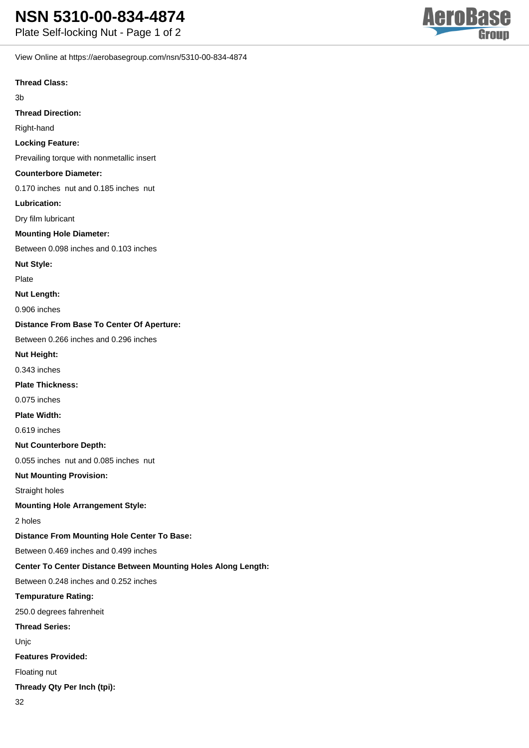# NSN 5310-00-834-4874

Plate Self-locking Nut

View Online at https://aerobasegroup.com/nsn/5310-00-834-4874

**Thread Class:**

3b

**Thread Direction:**

Right-hand

**Locking Feature:**

Prevailing torque with nonmetallic insert

**Counterbore Diameter:**

0.170 inches nut and 0.185 inches nut

**Lubrication:**

Dry film lubricant

**Mounting Hole Diameter:**

Between 0.098 inches and 0.103 inches

**Nut Style:**

Plate

**Nut Length:**

0.906 inches

**Distance From Base To Center Of Aperture:**

Between 0.266 inches and 0.296 inches

**Nut Height:**

0.343 inches

**Plate Thickness:**

0.075 inches

**Plate Width:**

0.619 inches

**Nut Counterbore Depth:**

0.055 inches nut and 0.085 inches nut

**Nut Mounting Provision:**

Straight holes

**Mounting Hole Arrangement Style:**

2 holes

**Distance From Mounting Hole Center To Base:**

Between 0.469 inches and 0.499 inches

**Center To Center Distance Between Mounting Holes Along Length:**

Between 0.248 inches and 0.252 inches

**Tempurature Rating:**

250.0 degrees fahrenheit

**Thread Series:**

Unjc

**Features Provided:**

Floating nut

**Thready Qty Per Inch (tpi):**

32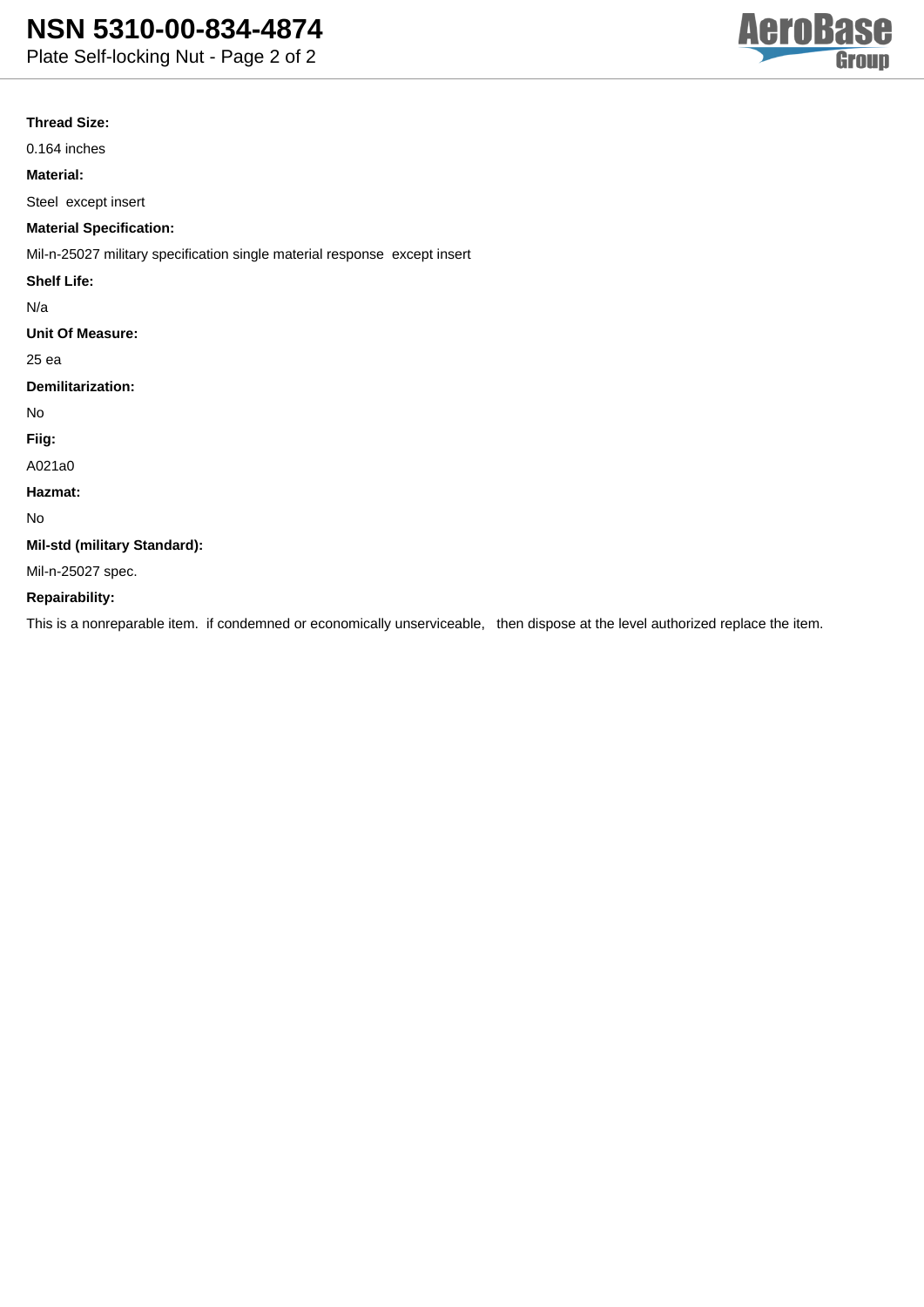**Thread Size:**

0.164 inches

**Material:**

Steel except insert

**Material Specification:**

Mil-n-25027 military specification single material response except insert

**Shelf Life:**

N/a

**Unit Of Measure:**

25 ea

**Demilitarization:**

No

**Fiig:**

A021a0

**Hazmat:**

No

**Mil-std (military Standard):**

Mil-n-25027 spec.

**Repairability:**

This is a nonreparable item. if condemned or economically unserviceable, then dispose at the level authorized replace the item.